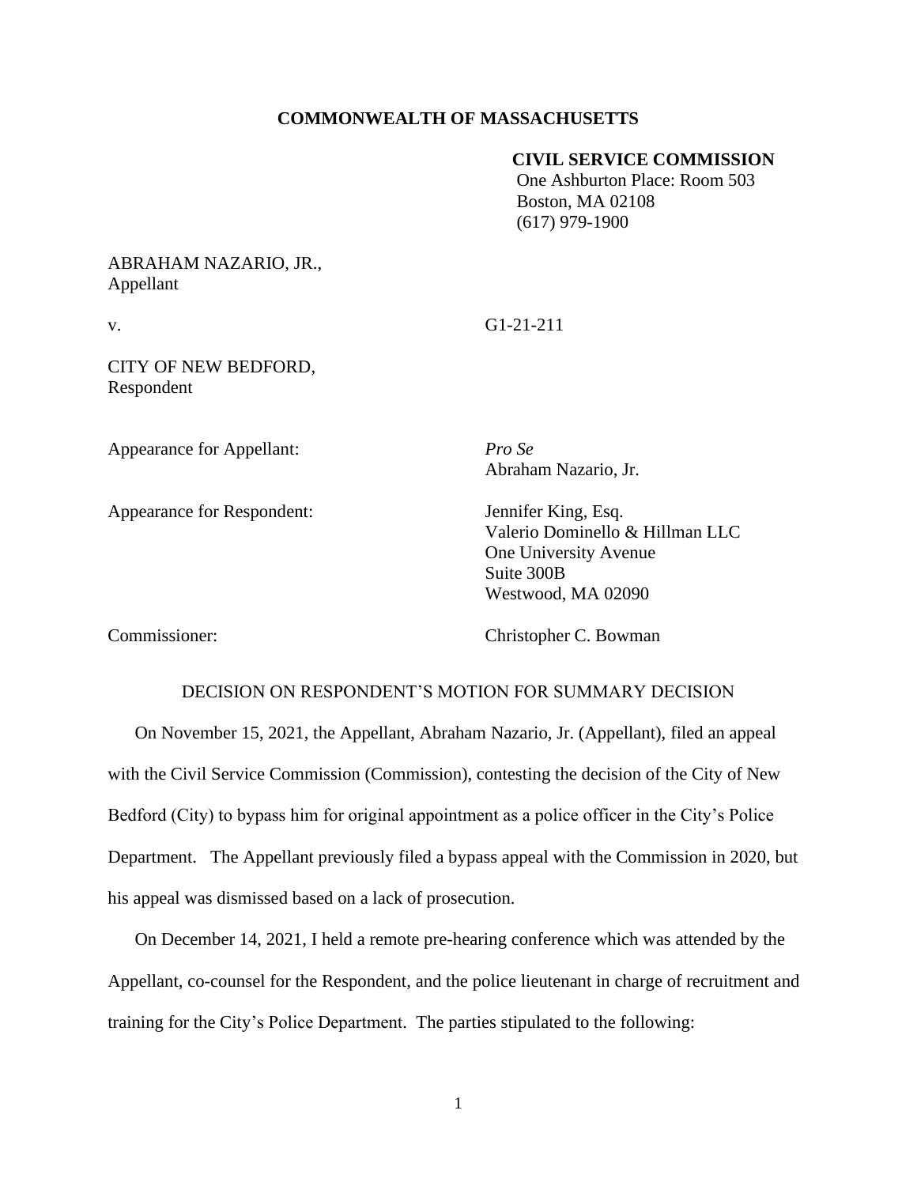**COMMONWEALTH OF MASSACHUSETTS**

**CIVIL SERVICE COMMISSION**
One Ashburton Place: Room 503
Boston, MA 02108
(617) 979-1900

ABRAHAM NAZARIO, JR.,
Appellant

v. G1-21-211

CITY OF NEW BEDFORD,
Respondent

Appearance for Appellant: *Pro Se*
Abraham Nazario, Jr.

Appearance for Respondent: Jennifer King, Esq.
Valerio Dominello & Hillman LLC
One University Avenue
Suite 300B
Westwood, MA 02090

Commissioner: Christopher C. Bowman

DECISION ON RESPONDENT'S MOTION FOR SUMMARY DECISION

On November 15, 2021, the Appellant, Abraham Nazario, Jr. (Appellant), filed an appeal with the Civil Service Commission (Commission), contesting the decision of the City of New Bedford (City) to bypass him for original appointment as a police officer in the City's Police Department. The Appellant previously filed a bypass appeal with the Commission in 2020, but his appeal was dismissed based on a lack of prosecution.

On December 14, 2021, I held a remote pre-hearing conference which was attended by the Appellant, co-counsel for the Respondent, and the police lieutenant in charge of recruitment and training for the City's Police Department. The parties stipulated to the following: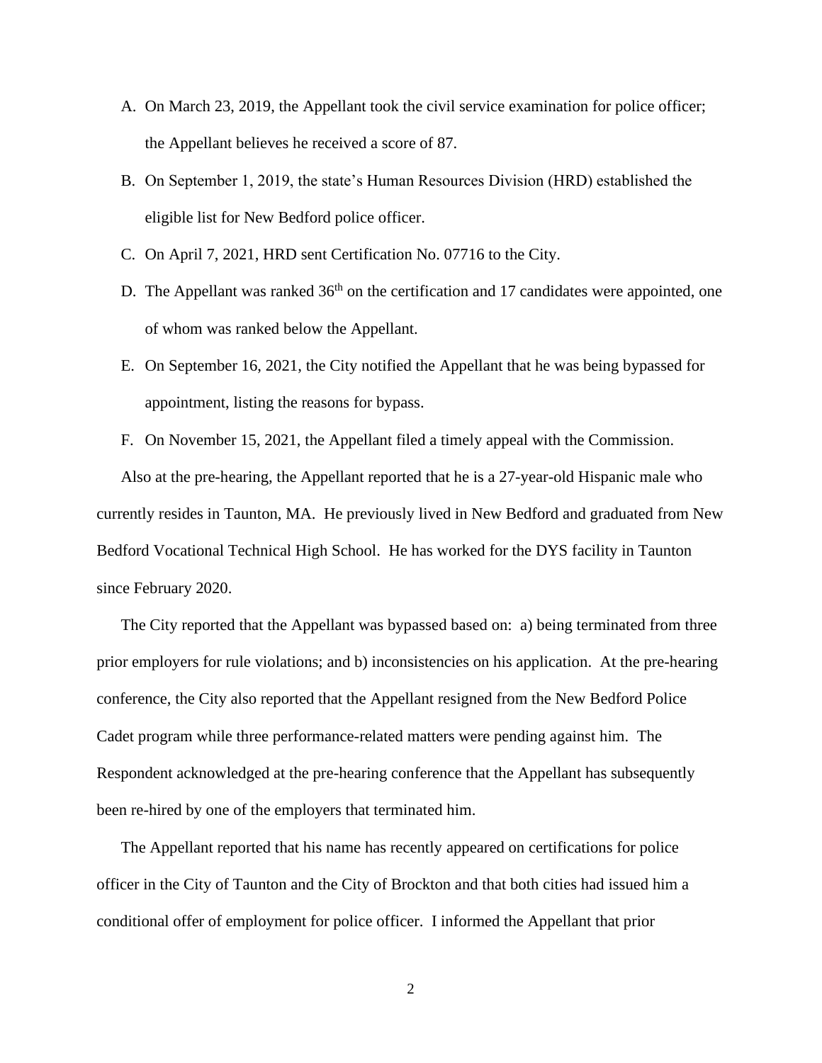A. On March 23, 2019, the Appellant took the civil service examination for police officer; the Appellant believes he received a score of 87.

B. On September 1, 2019, the state's Human Resources Division (HRD) established the eligible list for New Bedford police officer.

C. On April 7, 2021, HRD sent Certification No. 07716 to the City.

D. The Appellant was ranked 36th on the certification and 17 candidates were appointed, one of whom was ranked below the Appellant.

E. On September 16, 2021, the City notified the Appellant that he was being bypassed for appointment, listing the reasons for bypass.

F. On November 15, 2021, the Appellant filed a timely appeal with the Commission.

Also at the pre-hearing, the Appellant reported that he is a 27-year-old Hispanic male who currently resides in Taunton, MA. He previously lived in New Bedford and graduated from New Bedford Vocational Technical High School. He has worked for the DYS facility in Taunton since February 2020.

The City reported that the Appellant was bypassed based on: a) being terminated from three prior employers for rule violations; and b) inconsistencies on his application. At the pre-hearing conference, the City also reported that the Appellant resigned from the New Bedford Police Cadet program while three performance-related matters were pending against him. The Respondent acknowledged at the pre-hearing conference that the Appellant has subsequently been re-hired by one of the employers that terminated him.

The Appellant reported that his name has recently appeared on certifications for police officer in the City of Taunton and the City of Brockton and that both cities had issued him a conditional offer of employment for police officer. I informed the Appellant that prior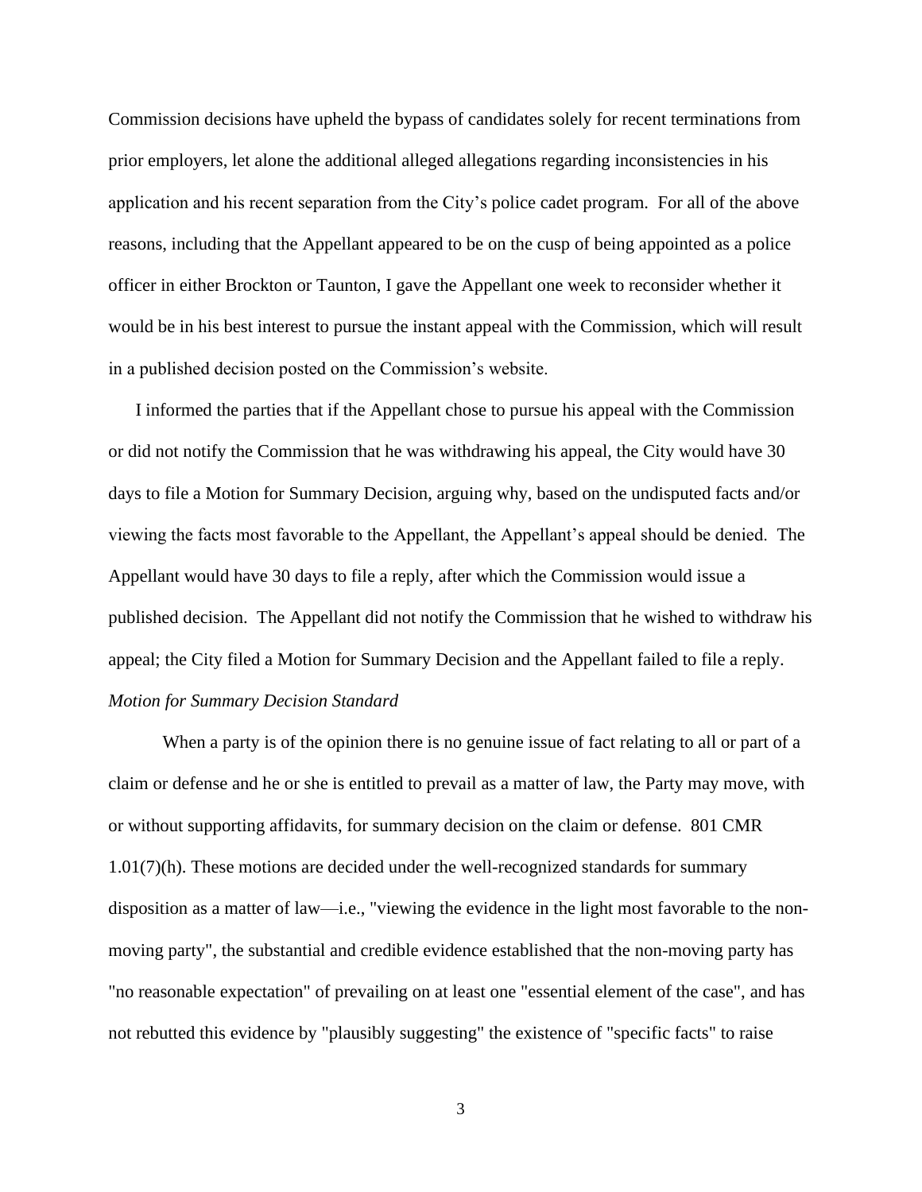Commission decisions have upheld the bypass of candidates solely for recent terminations from prior employers, let alone the additional alleged allegations regarding inconsistencies in his application and his recent separation from the City's police cadet program. For all of the above reasons, including that the Appellant appeared to be on the cusp of being appointed as a police officer in either Brockton or Taunton, I gave the Appellant one week to reconsider whether it would be in his best interest to pursue the instant appeal with the Commission, which will result in a published decision posted on the Commission's website.

I informed the parties that if the Appellant chose to pursue his appeal with the Commission or did not notify the Commission that he was withdrawing his appeal, the City would have 30 days to file a Motion for Summary Decision, arguing why, based on the undisputed facts and/or viewing the facts most favorable to the Appellant, the Appellant's appeal should be denied. The Appellant would have 30 days to file a reply, after which the Commission would issue a published decision. The Appellant did not notify the Commission that he wished to withdraw his appeal; the City filed a Motion for Summary Decision and the Appellant failed to file a reply.

*Motion for Summary Decision Standard*

When a party is of the opinion there is no genuine issue of fact relating to all or part of a claim or defense and he or she is entitled to prevail as a matter of law, the Party may move, with or without supporting affidavits, for summary decision on the claim or defense. 801 CMR 1.01(7)(h). These motions are decided under the well-recognized standards for summary disposition as a matter of law—i.e., "viewing the evidence in the light most favorable to the non-moving party", the substantial and credible evidence established that the non-moving party has "no reasonable expectation" of prevailing on at least one "essential element of the case", and has not rebutted this evidence by "plausibly suggesting" the existence of "specific facts" to raise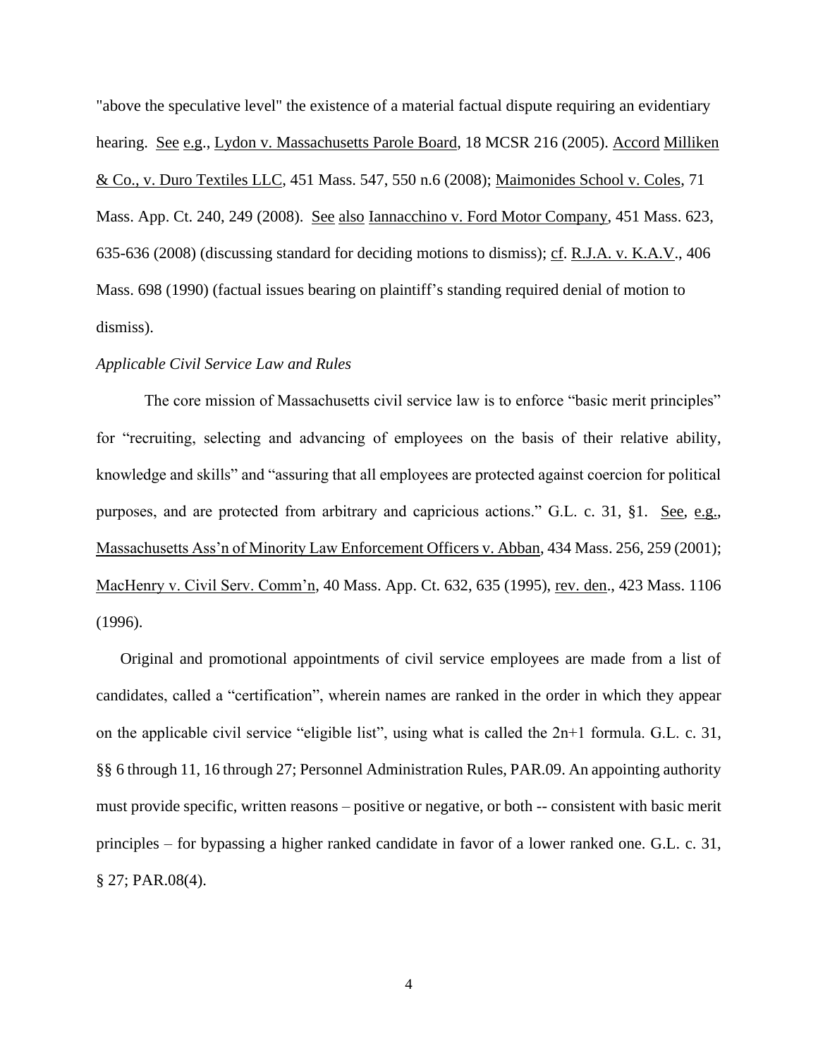"above the speculative level" the existence of a material factual dispute requiring an evidentiary hearing. See e.g., Lydon v. Massachusetts Parole Board, 18 MCSR 216 (2005). Accord Milliken & Co., v. Duro Textiles LLC, 451 Mass. 547, 550 n.6 (2008); Maimonides School v. Coles, 71 Mass. App. Ct. 240, 249 (2008). See also Iannacchino v. Ford Motor Company, 451 Mass. 623, 635-636 (2008) (discussing standard for deciding motions to dismiss); cf. R.J.A. v. K.A.V., 406 Mass. 698 (1990) (factual issues bearing on plaintiff's standing required denial of motion to dismiss).

*Applicable Civil Service Law and Rules*

The core mission of Massachusetts civil service law is to enforce "basic merit principles" for "recruiting, selecting and advancing of employees on the basis of their relative ability, knowledge and skills" and "assuring that all employees are protected against coercion for political purposes, and are protected from arbitrary and capricious actions." G.L. c. 31, §1. See, e.g., Massachusetts Ass'n of Minority Law Enforcement Officers v. Abban, 434 Mass. 256, 259 (2001); MacHenry v. Civil Serv. Comm'n, 40 Mass. App. Ct. 632, 635 (1995), rev. den., 423 Mass. 1106 (1996).

Original and promotional appointments of civil service employees are made from a list of candidates, called a "certification", wherein names are ranked in the order in which they appear on the applicable civil service "eligible list", using what is called the 2n+1 formula. G.L. c. 31, §§ 6 through 11, 16 through 27; Personnel Administration Rules, PAR.09. An appointing authority must provide specific, written reasons – positive or negative, or both -- consistent with basic merit principles – for bypassing a higher ranked candidate in favor of a lower ranked one. G.L. c. 31, § 27; PAR.08(4).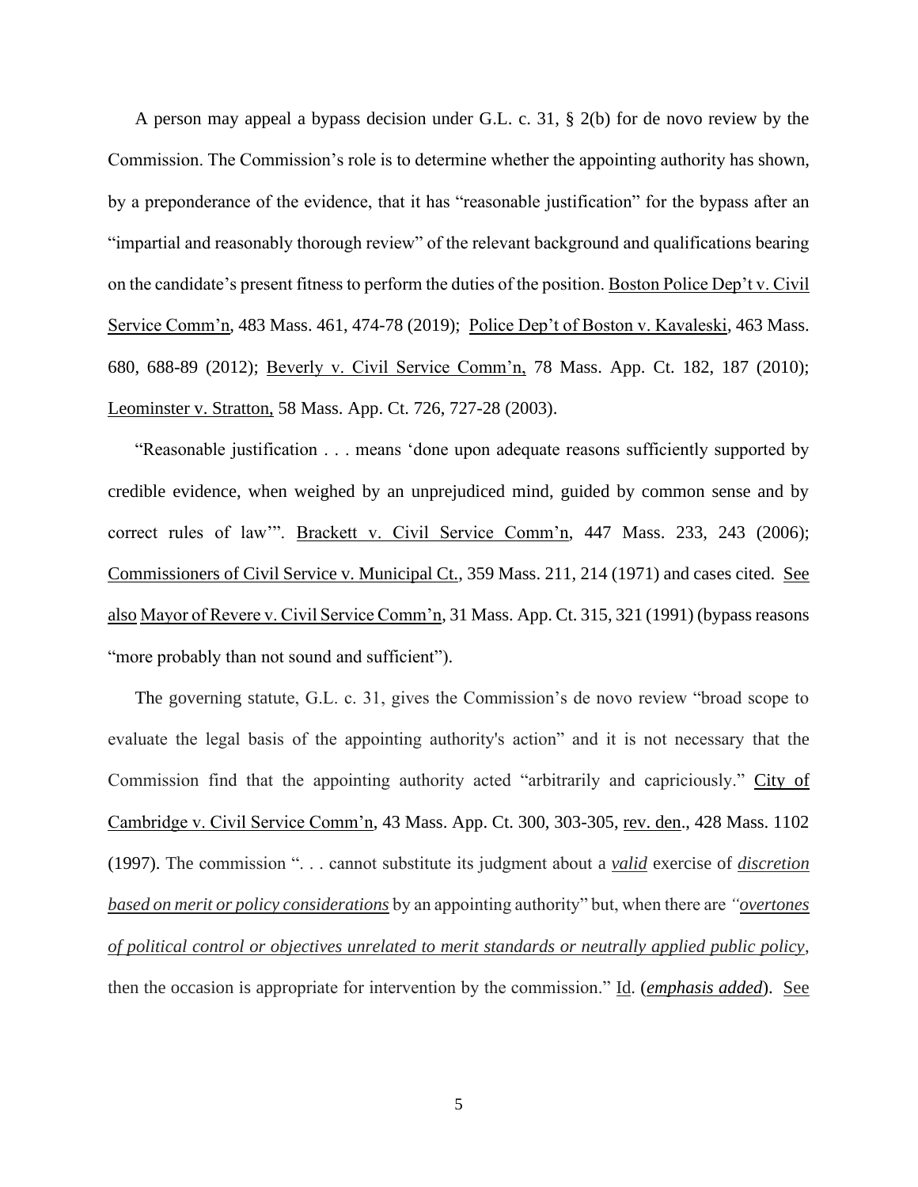A person may appeal a bypass decision under G.L. c. 31, § 2(b) for de novo review by the Commission. The Commission's role is to determine whether the appointing authority has shown, by a preponderance of the evidence, that it has "reasonable justification" for the bypass after an "impartial and reasonably thorough review" of the relevant background and qualifications bearing on the candidate's present fitness to perform the duties of the position. Boston Police Dep't v. Civil Service Comm'n, 483 Mass. 461, 474-78 (2019); Police Dep't of Boston v. Kavaleski, 463 Mass. 680, 688-89 (2012); Beverly v. Civil Service Comm'n, 78 Mass. App. Ct. 182, 187 (2010); Leominster v. Stratton, 58 Mass. App. Ct. 726, 727-28 (2003).

"Reasonable justification . . . means 'done upon adequate reasons sufficiently supported by credible evidence, when weighed by an unprejudiced mind, guided by common sense and by correct rules of law'". Brackett v. Civil Service Comm'n, 447 Mass. 233, 243 (2006); Commissioners of Civil Service v. Municipal Ct., 359 Mass. 211, 214 (1971) and cases cited. See also Mayor of Revere v. Civil Service Comm'n, 31 Mass. App. Ct. 315, 321 (1991) (bypass reasons "more probably than not sound and sufficient").

The governing statute, G.L. c. 31, gives the Commission's de novo review "broad scope to evaluate the legal basis of the appointing authority's action" and it is not necessary that the Commission find that the appointing authority acted "arbitrarily and capriciously." City of Cambridge v. Civil Service Comm'n, 43 Mass. App. Ct. 300, 303-305, rev. den., 428 Mass. 1102 (1997). The commission ". . . cannot substitute its judgment about a *valid* exercise of *discretion based on merit or policy considerations* by an appointing authority" but, when there are *"overtones of political control or objectives unrelated to merit standards or neutrally applied public policy*, then the occasion is appropriate for intervention by the commission." Id. (***emphasis added***). See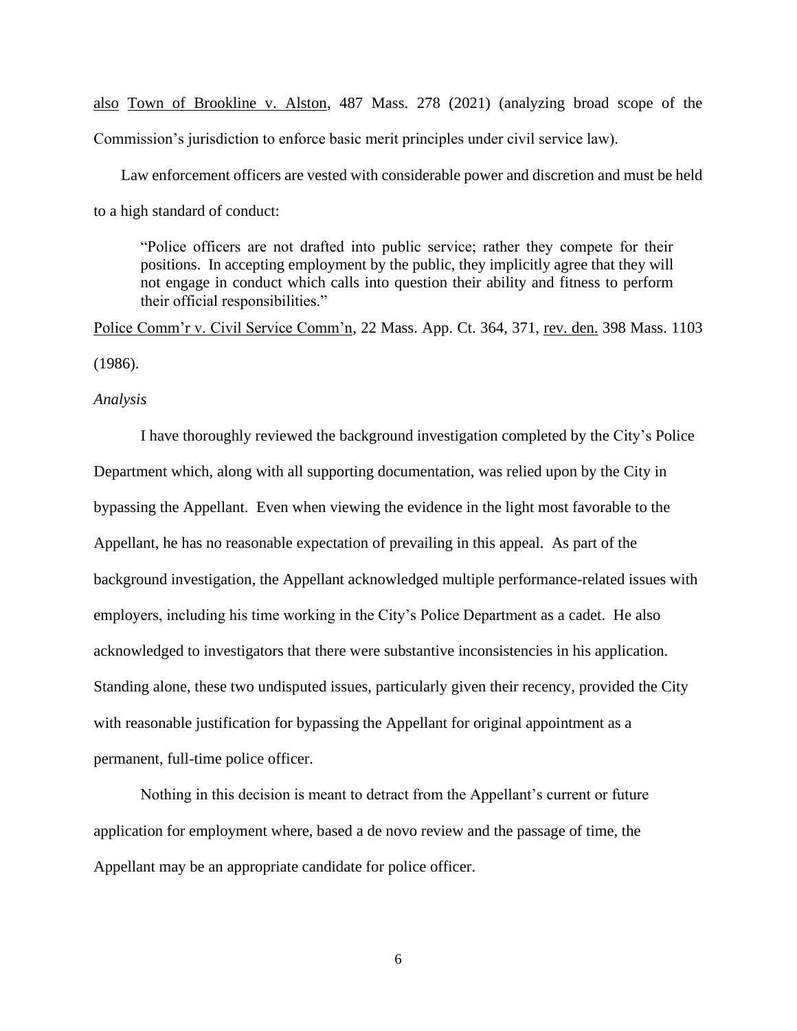also Town of Brookline v. Alston, 487 Mass. 278 (2021) (analyzing broad scope of the Commission's jurisdiction to enforce basic merit principles under civil service law).

Law enforcement officers are vested with considerable power and discretion and must be held to a high standard of conduct:

> "Police officers are not drafted into public service; rather they compete for their positions. In accepting employment by the public, they implicitly agree that they will not engage in conduct which calls into question their ability and fitness to perform their official responsibilities."

Police Comm'r v. Civil Service Comm'n, 22 Mass. App. Ct. 364, 371, rev. den. 398 Mass. 1103 (1986).

*Analysis*

I have thoroughly reviewed the background investigation completed by the City's Police Department which, along with all supporting documentation, was relied upon by the City in bypassing the Appellant. Even when viewing the evidence in the light most favorable to the Appellant, he has no reasonable expectation of prevailing in this appeal. As part of the background investigation, the Appellant acknowledged multiple performance-related issues with employers, including his time working in the City's Police Department as a cadet. He also acknowledged to investigators that there were substantive inconsistencies in his application. Standing alone, these two undisputed issues, particularly given their recency, provided the City with reasonable justification for bypassing the Appellant for original appointment as a permanent, full-time police officer.

Nothing in this decision is meant to detract from the Appellant's current or future application for employment where, based a de novo review and the passage of time, the Appellant may be an appropriate candidate for police officer.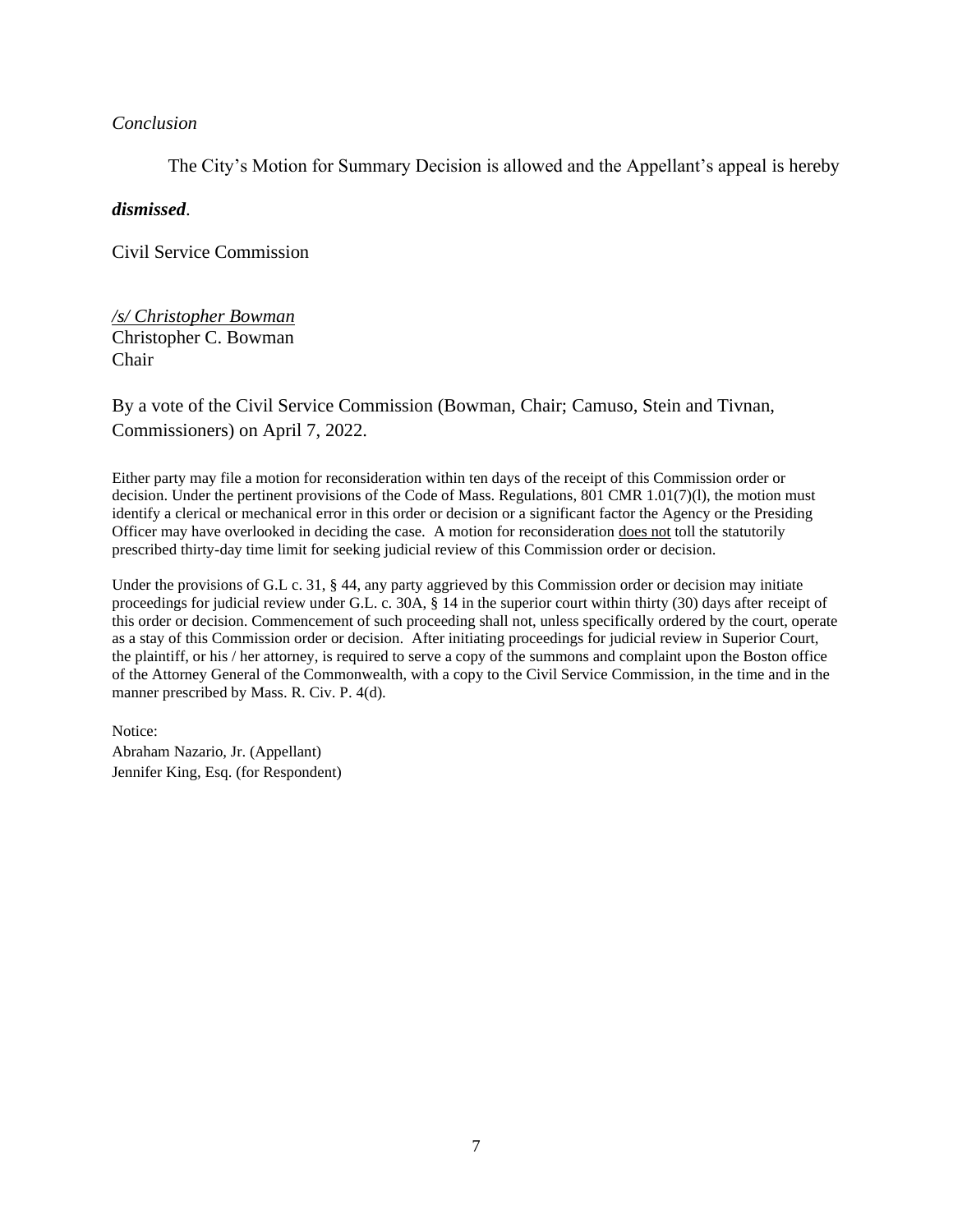*Conclusion*

The City's Motion for Summary Decision is allowed and the Appellant's appeal is hereby ***dismissed***.

Civil Service Commission

*/s/ Christopher Bowman*
Christopher C. Bowman
Chair

By a vote of the Civil Service Commission (Bowman, Chair; Camuso, Stein and Tivnan, Commissioners) on April 7, 2022.

Either party may file a motion for reconsideration within ten days of the receipt of this Commission order or decision. Under the pertinent provisions of the Code of Mass. Regulations, 801 CMR 1.01(7)(l), the motion must identify a clerical or mechanical error in this order or decision or a significant factor the Agency or the Presiding Officer may have overlooked in deciding the case. A motion for reconsideration does not toll the statutorily prescribed thirty-day time limit for seeking judicial review of this Commission order or decision.

Under the provisions of G.L c. 31, § 44, any party aggrieved by this Commission order or decision may initiate proceedings for judicial review under G.L. c. 30A, § 14 in the superior court within thirty (30) days after receipt of this order or decision. Commencement of such proceeding shall not, unless specifically ordered by the court, operate as a stay of this Commission order or decision. After initiating proceedings for judicial review in Superior Court, the plaintiff, or his / her attorney, is required to serve a copy of the summons and complaint upon the Boston office of the Attorney General of the Commonwealth, with a copy to the Civil Service Commission, in the time and in the manner prescribed by Mass. R. Civ. P. 4(d).

Notice:
Abraham Nazario, Jr. (Appellant)
Jennifer King, Esq. (for Respondent)